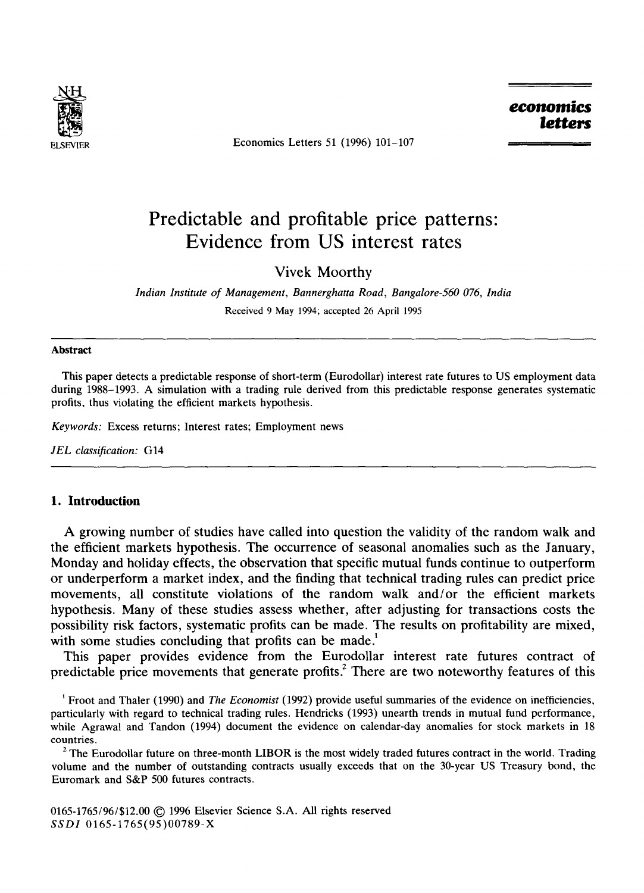# Predictable and profitable price patterns: Evidence from US interest rates

Vivek Moorthy

*Indian Institute of Management, Bannerghatta Road, Bangalore-560 076, India*

Received 9 May 1994; accepted 26 April 1995

## Abstract

This paper detects a predictable response of short-term (Eurodollar) interest rate futures to US employment data during 1988–1993. A simulation with a trading rule derived from this predictable response generates systematic profits, thus violating the efficient markets hypothesis.

*Keywords:* Excess returns; Interest rates; Employment news

*JEL classification:* G14

## 1. Introduction

A growing number of studies have called into question the validity of the random walk and the efficient markets hypothesis. The occurrence of seasonal anomalies such as the January, Monday and holiday effects, the observation that specific mutual funds continue to outperform or underperform a market index, and the finding that technical trading rules can predict price movements, all constitute violations of the random walk and/or the efficient markets hypothesis. Many of these studies assess whether, after adjusting for transactions costs the possibility risk factors, systematic profits can be made. The results on profitability are mixed, with some studies concluding that profits can be made.[1]

This paper provides evidence from the Eurodollar interest rate futures contract of predictable price movements that generate profits.[2] There are two noteworthy features of this

[1] Froot and Thaler (1990) and *The Economist* (1992) provide useful summaries of the evidence on inefficiencies, particularly with regard to technical trading rules. Hendricks (1993) unearth trends in mutual fund performance, while Agrawal and Tandon (1994) document the evidence on calendar-day anomalies for stock markets in 18 countries.

[2] The Eurodollar future on three-month LIBOR is the most widely traded futures contract in the world. Trading volume and the number of outstanding contracts usually exceeds that on the 30-year US Treasury bond, the Euromark and S&P 500 futures contracts.

0165-1765/96/$12.00 © 1996 Elsevier Science S.A. All rights reserved
SSDI 0165-1765(95)00789-X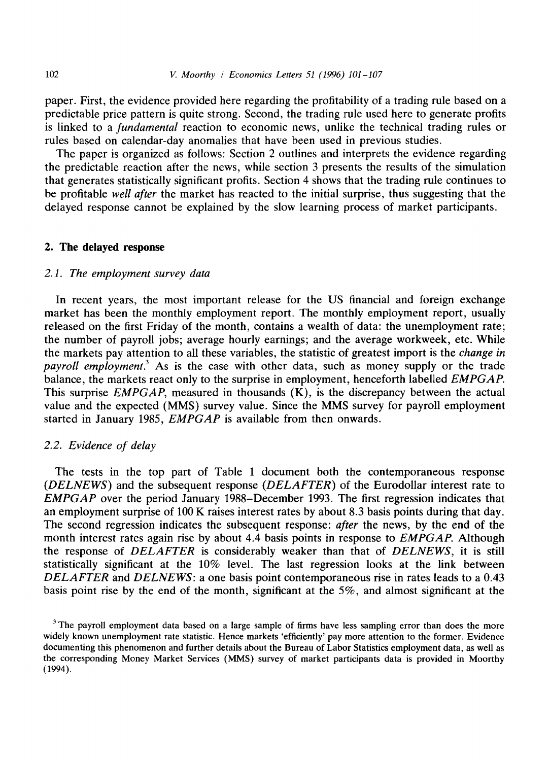paper. First, the evidence provided here regarding the profitability of a trading rule based on a predictable price pattern is quite strong. Second, the trading rule used here to generate profits is linked to a *fundamental* reaction to economic news, unlike the technical trading rules or rules based on calendar-day anomalies that have been used in previous studies.

The paper is organized as follows: Section 2 outlines and interprets the evidence regarding the predictable reaction after the news, while section 3 presents the results of the simulation that generates statistically significant profits. Section 4 shows that the trading rule continues to be profitable *well after* the market has reacted to the initial surprise, thus suggesting that the delayed response cannot be explained by the slow learning process of market participants.

## 2. The delayed response

### 2.1. The employment survey data

In recent years, the most important release for the US financial and foreign exchange market has been the monthly employment report. The monthly employment report, usually released on the first Friday of the month, contains a wealth of data: the unemployment rate; the number of payroll jobs; average hourly earnings; and the average workweek, etc. While the markets pay attention to all these variables, the statistic of greatest import is the *change in payroll employment*.[3] As is the case with other data, such as money supply or the trade balance, the markets react only to the surprise in employment, henceforth labelled *EMPGAP*. This surprise *EMPGAP*, measured in thousands (K), is the discrepancy between the actual value and the expected (MMS) survey value. Since the MMS survey for payroll employment started in January 1985, *EMPGAP* is available from then onwards.

### 2.2. Evidence of delay

The tests in the top part of Table 1 document both the contemporaneous response (*DELNEWS*) and the subsequent response (*DELAFTER*) of the Eurodollar interest rate to *EMPGAP* over the period January 1988–December 1993. The first regression indicates that an employment surprise of 100 K raises interest rates by about 8.3 basis points during that day. The second regression indicates the subsequent response: *after* the news, by the end of the month interest rates again rise by about 4.4 basis points in response to *EMPGAP*. Although the response of *DELAFTER* is considerably weaker than that of *DELNEWS*, it is still statistically significant at the 10% level. The last regression looks at the link between *DELAFTER* and *DELNEWS*: a one basis point contemporaneous rise in rates leads to a 0.43 basis point rise by the end of the month, significant at the 5%, and almost significant at the

[3] The payroll employment data based on a large sample of firms have less sampling error than does the more widely known unemployment rate statistic. Hence markets 'efficiently' pay more attention to the former. Evidence documenting this phenomenon and further details about the Bureau of Labor Statistics employment data, as well as the corresponding Money Market Services (MMS) survey of market participants data is provided in Moorthy (1994).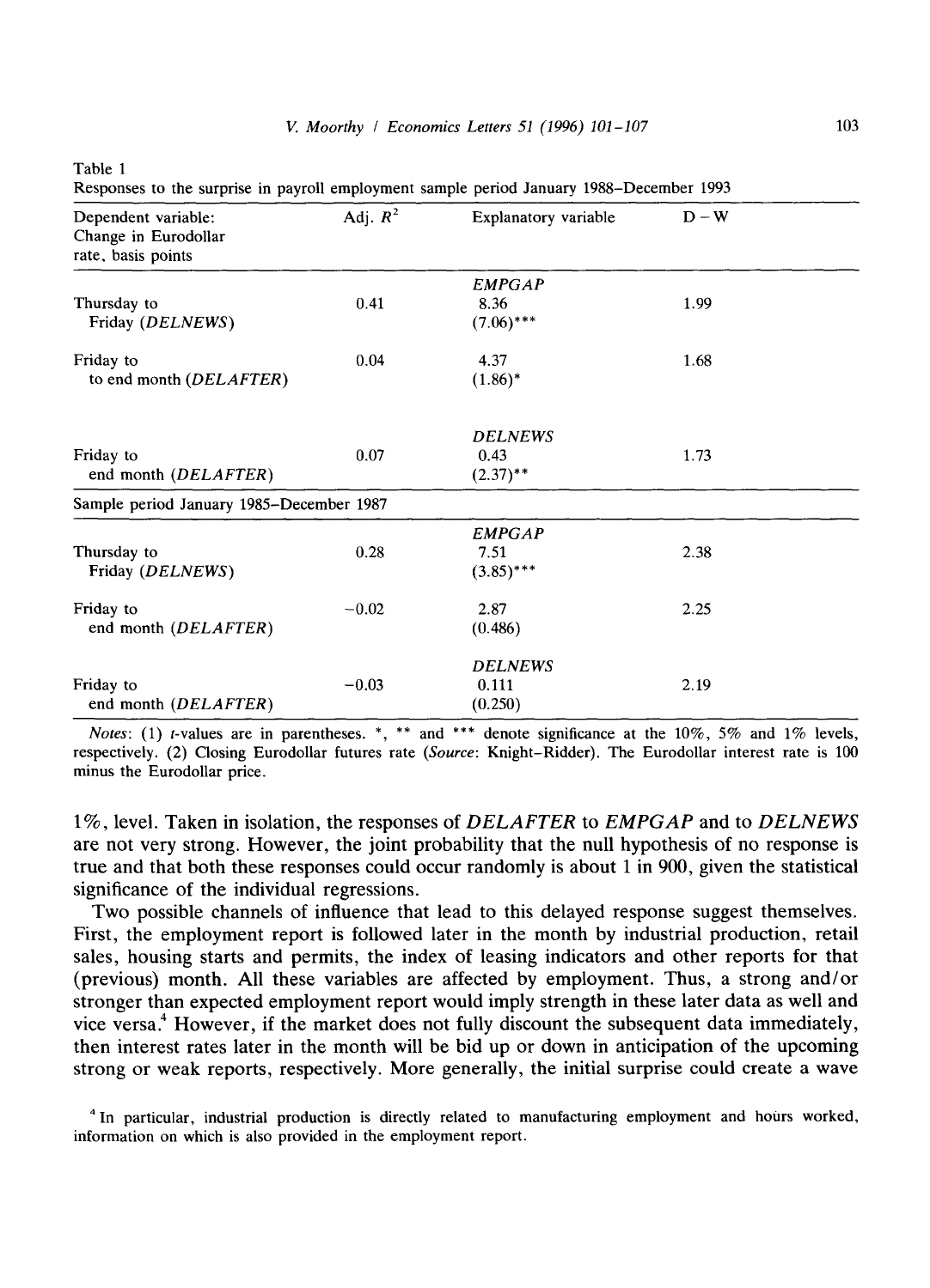Table 1
Responses to the surprise in payroll employment sample period January 1988–December 1993

| Dependent variable: Change in Eurodollar rate, basis points | Adj. $R^2$ | Explanatory variable | D – W |
|---|---|---|---|
| | | *EMPGAP* | |
| Thursday to Friday (*DELNEWS*) | 0.41 | 8.36 (7.06)*** | 1.99 |
| Friday to to end month (*DELAFTER*) | 0.04 | 4.37 (1.86)* | 1.68 |
| | | *DELNEWS* | |
| Friday to end month (*DELAFTER*) | 0.07 | 0.43 (2.37)** | 1.73 |
| Sample period January 1985–December 1987 | | | |
| | | *EMPGAP* | |
| Thursday to Friday (*DELNEWS*) | 0.28 | 7.51 (3.85)*** | 2.38 |
| Friday to end month (*DELAFTER*) | −0.02 | 2.87 (0.486) | 2.25 |
| | | *DELNEWS* | |
| Friday to end month (*DELAFTER*) | −0.03 | 0.111 (0.250) | 2.19 |

*Notes*: (1) *t*-values are in parentheses. *, ** and *** denote significance at the 10%, 5% and 1% levels, respectively. (2) Closing Eurodollar futures rate (*Source*: Knight–Ridder). The Eurodollar interest rate is 100 minus the Eurodollar price.

1%, level. Taken in isolation, the responses of *DELAFTER* to *EMPGAP* and to *DELNEWS* are not very strong. However, the joint probability that the null hypothesis of no response is true and that both these responses could occur randomly is about 1 in 900, given the statistical significance of the individual regressions.

Two possible channels of influence that lead to this delayed response suggest themselves. First, the employment report is followed later in the month by industrial production, retail sales, housing starts and permits, the index of leasing indicators and other reports for that (previous) month. All these variables are affected by employment. Thus, a strong and/or stronger than expected employment report would imply strength in these later data as well and vice versa.[4] However, if the market does not fully discount the subsequent data immediately, then interest rates later in the month will be bid up or down in anticipation of the upcoming strong or weak reports, respectively. More generally, the initial surprise could create a wave

[4] In particular, industrial production is directly related to manufacturing employment and hours worked, information on which is also provided in the employment report.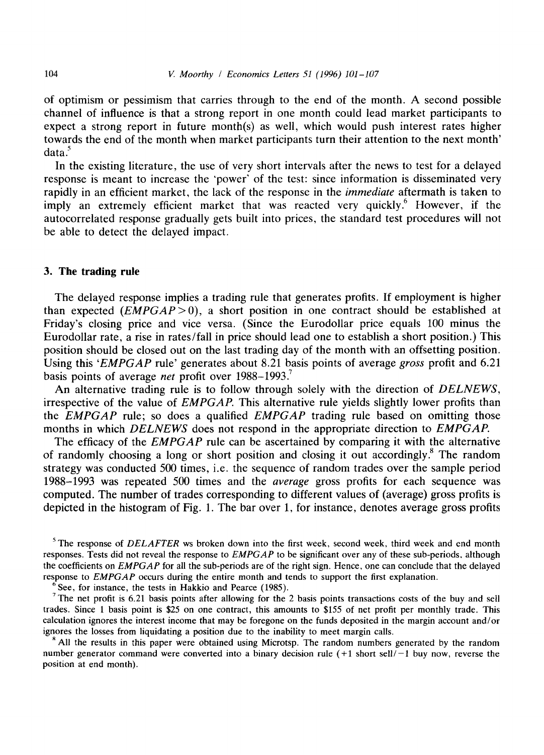of optimism or pessimism that carries through to the end of the month. A second possible channel of influence is that a strong report in one month could lead market participants to expect a strong report in future month(s) as well, which would push interest rates higher towards the end of the month when market participants turn their attention to the next month' data.[5]

In the existing literature, the use of very short intervals after the news to test for a delayed response is meant to increase the 'power' of the test: since information is disseminated very rapidly in an efficient market, the lack of the response in the *immediate* aftermath is taken to imply an extremely efficient market that was reacted very quickly.[6] However, if the autocorrelated response gradually gets built into prices, the standard test procedures will not be able to detect the delayed impact.

## 3. The trading rule

The delayed response implies a trading rule that generates profits. If employment is higher than expected ($EMPGAP > 0$), a short position in one contract should be established at Friday's closing price and vice versa. (Since the Eurodollar price equals 100 minus the Eurodollar rate, a rise in rates/fall in price should lead one to establish a short position.) This position should be closed out on the last trading day of the month with an offsetting position. Using this '*EMPGAP* rule' generates about 8.21 basis points of average *gross* profit and 6.21 basis points of average *net* profit over 1988–1993.[7]

An alternative trading rule is to follow through solely with the direction of *DELNEWS*, irrespective of the value of *EMPGAP*. This alternative rule yields slightly lower profits than the *EMPGAP* rule; so does a qualified *EMPGAP* trading rule based on omitting those months in which *DELNEWS* does not respond in the appropriate direction to *EMPGAP*.

The efficacy of the *EMPGAP* rule can be ascertained by comparing it with the alternative of randomly choosing a long or short position and closing it out accordingly.[8] The random strategy was conducted 500 times, i.e. the sequence of random trades over the sample period 1988–1993 was repeated 500 times and the *average* gross profits for each sequence was computed. The number of trades corresponding to different values of (average) gross profits is depicted in the histogram of Fig. 1. The bar over 1, for instance, denotes average gross profits

[5] The response of *DELAFTER* ws broken down into the first week, second week, third week and end month responses. Tests did not reveal the response to *EMPGAP* to be significant over any of these sub-periods, although the coefficients on *EMPGAP* for all the sub-periods are of the right sign. Hence, one can conclude that the delayed response to *EMPGAP* occurs during the entire month and tends to support the first explanation.

[6] See, for instance, the tests in Hakkio and Pearce (1985).

[7] The net profit is 6.21 basis points after allowing for the 2 basis points transactions costs of the buy and sell trades. Since 1 basis point is \$25 on one contract, this amounts to \$155 of net profit per monthly trade. This calculation ignores the interest income that may be foregone on the funds deposited in the margin account and/or ignores the losses from liquidating a position due to the inability to meet margin calls.

[8] All the results in this paper were obtained using Microtsp. The random numbers generated by the random number generator command were converted into a binary decision rule (+1 short sell/−1 buy now, reverse the position at end month).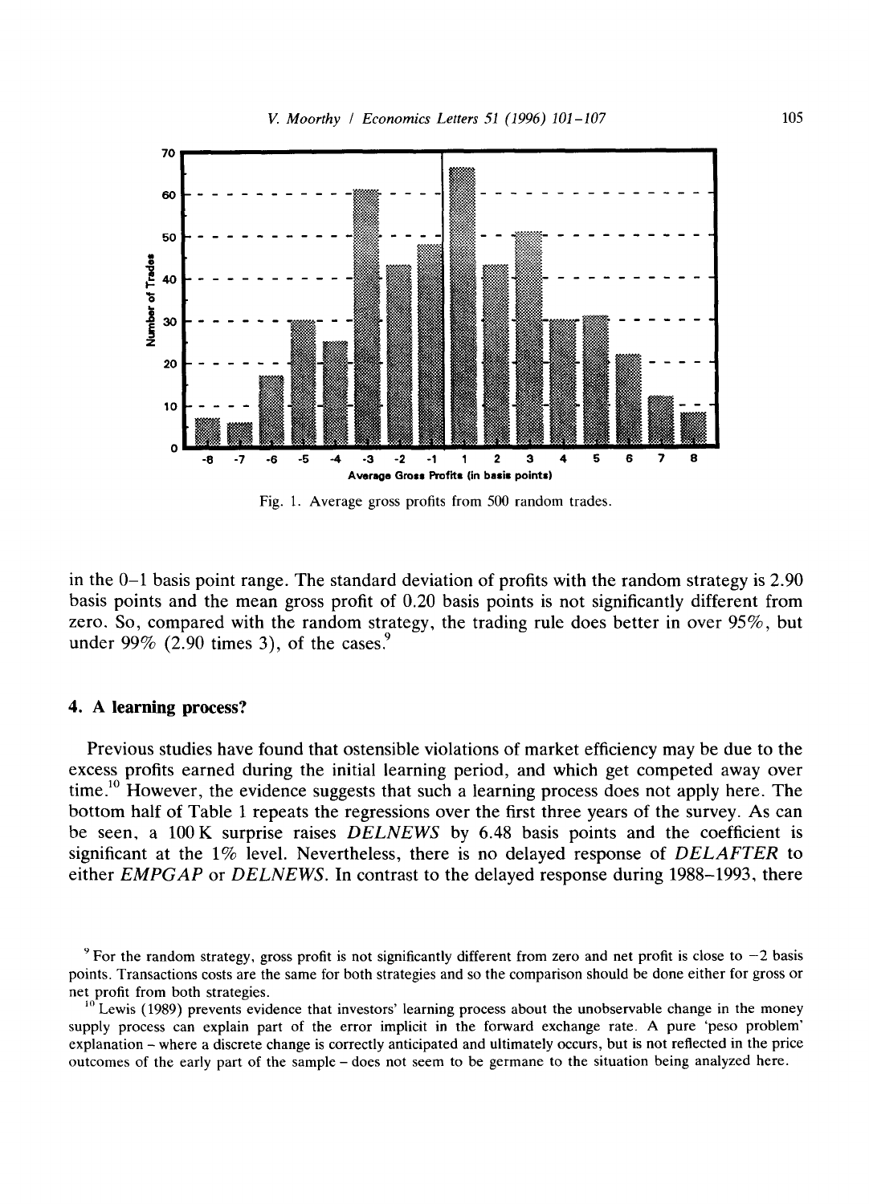Fig. 1. Average gross profits from 500 random trades.

in the 0–1 basis point range. The standard deviation of profits with the random strategy is 2.90 basis points and the mean gross profit of 0.20 basis points is not significantly different from zero. So, compared with the random strategy, the trading rule does better in over 95%, but under 99% (2.90 times 3), of the cases.[9]

## 4. A learning process?

Previous studies have found that ostensible violations of market efficiency may be due to the excess profits earned during the initial learning period, and which get competed away over time.[10] However, the evidence suggests that such a learning process does not apply here. The bottom half of Table 1 repeats the regressions over the first three years of the survey. As can be seen, a 100 K surprise raises *DELNEWS* by 6.48 basis points and the coefficient is significant at the 1% level. Nevertheless, there is no delayed response of *DELAFTER* to either *EMPGAP* or *DELNEWS*. In contrast to the delayed response during 1988–1993, there

[9] For the random strategy, gross profit is not significantly different from zero and net profit is close to −2 basis points. Transactions costs are the same for both strategies and so the comparison should be done either for gross or net profit from both strategies.

[10] Lewis (1989) prevents evidence that investors' learning process about the unobservable change in the money supply process can explain part of the error implicit in the forward exchange rate. A pure 'peso problem' explanation – where a discrete change is correctly anticipated and ultimately occurs, but is not reflected in the price outcomes of the early part of the sample – does not seem to be germane to the situation being analyzed here.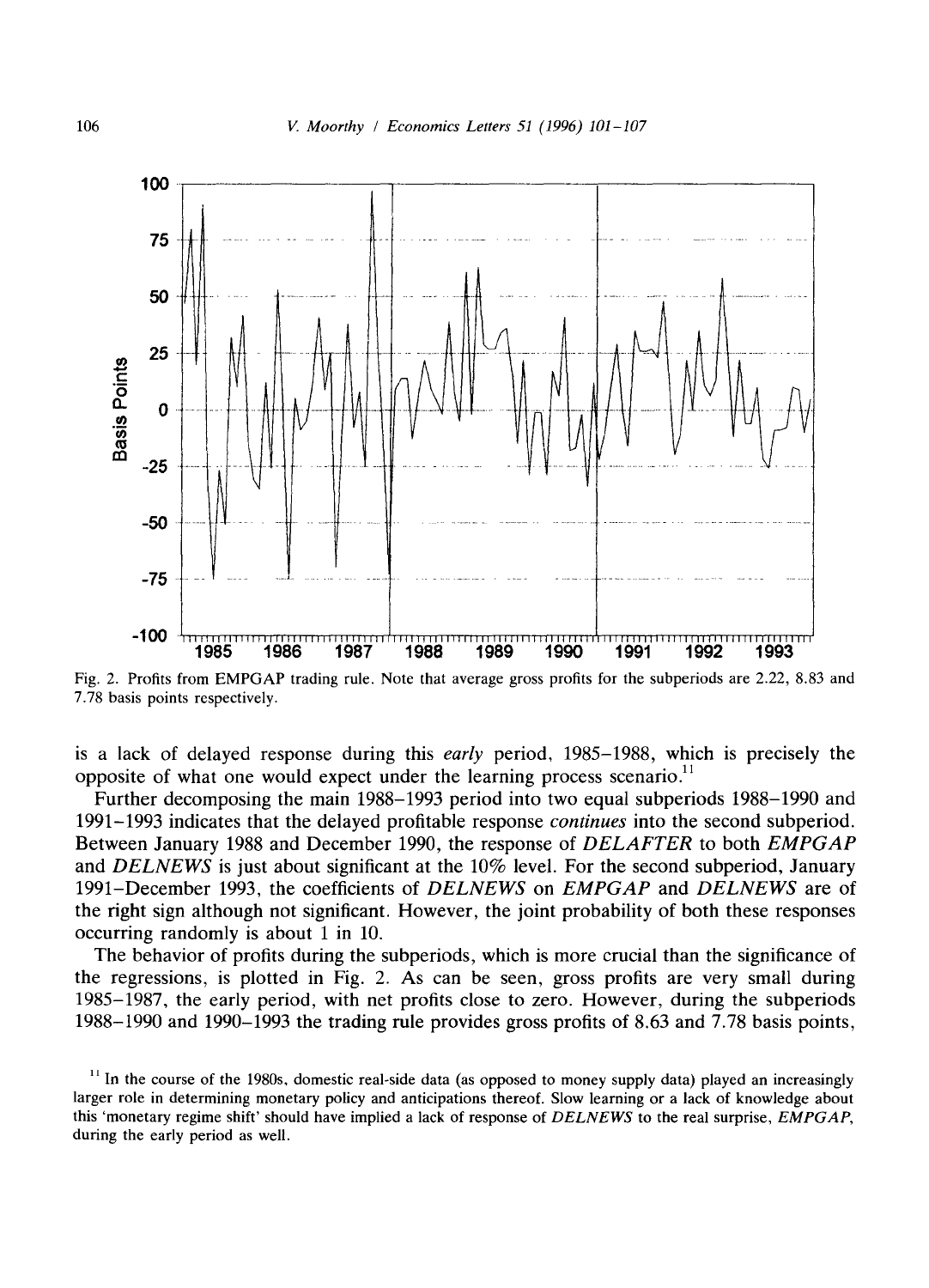Fig. 2. Profits from EMPGAP trading rule. Note that average gross profits for the subperiods are 2.22, 8.83 and 7.78 basis points respectively.

is a lack of delayed response during this *early* period, 1985–1988, which is precisely the opposite of what one would expect under the learning process scenario.[11]

Further decomposing the main 1988–1993 period into two equal subperiods 1988–1990 and 1991–1993 indicates that the delayed profitable response *continues* into the second subperiod. Between January 1988 and December 1990, the response of *DELAFTER* to both *EMPGAP* and *DELNEWS* is just about significant at the 10% level. For the second subperiod, January 1991–December 1993, the coefficients of *DELNEWS* on *EMPGAP* and *DELNEWS* are of the right sign although not significant. However, the joint probability of both these responses occurring randomly is about 1 in 10.

The behavior of profits during the subperiods, which is more crucial than the significance of the regressions, is plotted in Fig. 2. As can be seen, gross profits are very small during 1985–1987, the early period, with net profits close to zero. However, during the subperiods 1988–1990 and 1990–1993 the trading rule provides gross profits of 8.63 and 7.78 basis points,

[11] In the course of the 1980s, domestic real-side data (as opposed to money supply data) played an increasingly larger role in determining monetary policy and anticipations thereof. Slow learning or a lack of knowledge about this 'monetary regime shift' should have implied a lack of response of *DELNEWS* to the real surprise, *EMPGAP*, during the early period as well.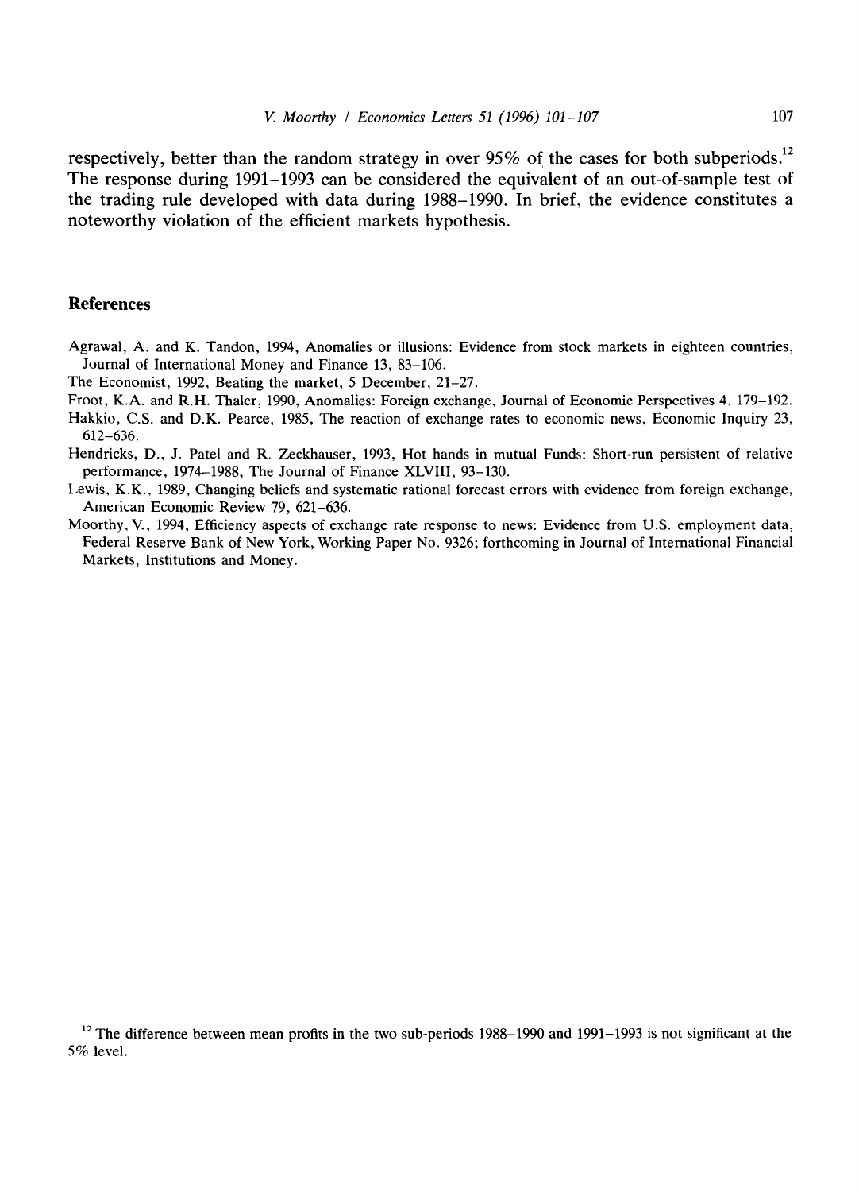respectively, better than the random strategy in over 95% of the cases for both subperiods.[12] The response during 1991–1993 can be considered the equivalent of an out-of-sample test of the trading rule developed with data during 1988–1990. In brief, the evidence constitutes a noteworthy violation of the efficient markets hypothesis.

## References

Agrawal, A. and K. Tandon, 1994, Anomalies or illusions: Evidence from stock markets in eighteen countries, Journal of International Money and Finance 13, 83–106.

The Economist, 1992, Beating the market, 5 December, 21–27.

Froot, K.A. and R.H. Thaler, 1990, Anomalies: Foreign exchange, Journal of Economic Perspectives 4, 179–192.

Hakkio, C.S. and D.K. Pearce, 1985, The reaction of exchange rates to economic news, Economic Inquiry 23, 612–636.

Hendricks, D., J. Patel and R. Zeckhauser, 1993, Hot hands in mutual Funds: Short-run persistent of relative performance, 1974–1988, The Journal of Finance XLVIII, 93–130.

Lewis, K.K., 1989, Changing beliefs and systematic rational forecast errors with evidence from foreign exchange, American Economic Review 79, 621–636.

Moorthy, V., 1994, Efficiency aspects of exchange rate response to news: Evidence from U.S. employment data, Federal Reserve Bank of New York, Working Paper No. 9326; forthcoming in Journal of International Financial Markets, Institutions and Money.

[12] The difference between mean profits in the two sub-periods 1988–1990 and 1991–1993 is not significant at the 5% level.